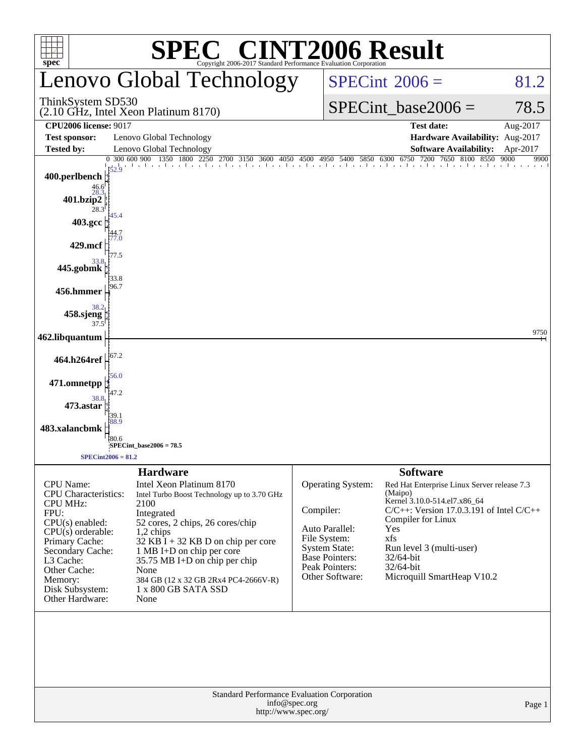# SPEC® CINT2006 Result

Copyright 2006-2017 Standard Performance Evaluation Corporation

## Lenovo Global Technology

ThinkSystem SD530
(2.10 GHz, Intel Xeon Platinum 8170)

SPECint 2006 = 81.2

SPECint_base2006 = 78.5

| | | | |
|---|---|---|---|
| **CPU2006 license:** 9017 | | **Test date:** | Aug-2017 |
| **Test sponsor:** | Lenovo Global Technology | **Hardware Availability:** | Aug-2017 |
| **Tested by:** | Lenovo Global Technology | **Software Availability:** | Apr-2017 |

| Benchmark | Peak | Base |
|---|---|---|
| 400.perlbench | 52.9 | 46.6 |
| 401.bzip2 | 28.3 | 28.3 |
| 403.gcc | 45.4 | 44.7 |
| 429.mcf | 77.0 | 77.5 |
| 445.gobmk | 33.8 | 33.8 |
| 456.hmmer | 96.7 | |
| 458.sjeng | 38.2 | 37.5 |
| 462.libquantum | 9750 | |
| 464.h264ref | 67.2 | |
| 471.omnetpp | 56.0 | 47.2 |
| 473.astar | 38.8 | 39.1 |
| 483.xalancbmk | 88.9 | 80.6 |

SPECint_base2006 = 78.5

SPECint2006 = 81.2

### Hardware

| | |
|---|---|
| CPU Name: | Intel Xeon Platinum 8170 |
| CPU Characteristics: | Intel Turbo Boost Technology up to 3.70 GHz |
| CPU MHz: | 2100 |
| FPU: | Integrated |
| CPU(s) enabled: | 52 cores, 2 chips, 26 cores/chip |
| CPU(s) orderable: | 1,2 chips |
| Primary Cache: | 32 KB I + 32 KB D on chip per core |
| Secondary Cache: | 1 MB I+D on chip per core |
| L3 Cache: | 35.75 MB I+D on chip per chip |
| Other Cache: | None |
| Memory: | 384 GB (12 x 32 GB 2Rx4 PC4-2666V-R) |
| Disk Subsystem: | 1 x 800 GB SATA SSD |
| Other Hardware: | None |

### Software

| | |
|---|---|
| Operating System: | Red Hat Enterprise Linux Server release 7.3 (Maipo) Kernel 3.10.0-514.el7.x86_64 |
| Compiler: | C/C++: Version 17.0.3.191 of Intel C/C++ Compiler for Linux |
| Auto Parallel: | Yes |
| File System: | xfs |
| System State: | Run level 3 (multi-user) |
| Base Pointers: | 32/64-bit |
| Peak Pointers: | 32/64-bit |
| Other Software: | Microquill SmartHeap V10.2 |

Standard Performance Evaluation Corporation
info@spec.org
http://www.spec.org/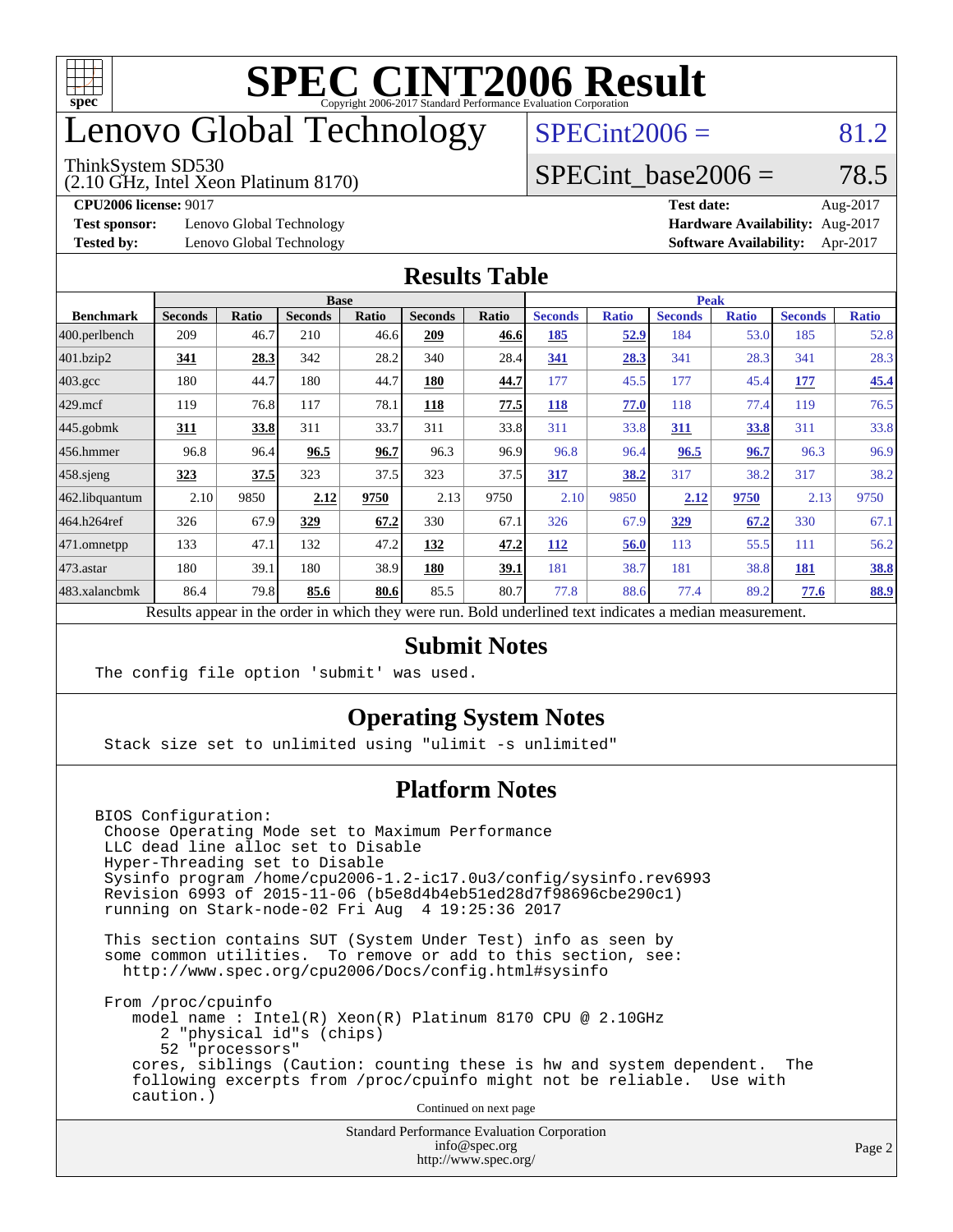# SPEC CINT2006 Result

Copyright 2006-2017 Standard Performance Evaluation Corporation

# Lenovo Global Technology

ThinkSystem SD530
(2.10 GHz, Intel Xeon Platinum 8170)

SPECint2006 = 81.2

SPECint_base2006 = 78.5

**CPU2006 license:** 9017
**Test sponsor:** Lenovo Global Technology
**Tested by:** Lenovo Global Technology

**Test date:** Aug-2017
**Hardware Availability:** Aug-2017
**Software Availability:** Apr-2017

## Results Table

| Benchmark | Base | | | | | | Peak | | | | | |
|---|---|---|---|---|---|---|---|---|---|---|---|---|
| | Seconds | Ratio | Seconds | Ratio | Seconds | Ratio | Seconds | Ratio | Seconds | Ratio | Seconds | Ratio |
| 400.perlbench | 209 | 46.7 | 210 | 46.6 | **209** | **46.6** | **185** | **52.9** | 184 | 53.0 | 185 | 52.8 |
| 401.bzip2 | **341** | **28.3** | 342 | 28.2 | 340 | 28.4 | **341** | **28.3** | 341 | 28.3 | 341 | 28.3 |
| 403.gcc | 180 | 44.7 | 180 | 44.7 | **180** | **44.7** | 177 | 45.5 | 177 | 45.4 | **177** | **45.4** |
| 429.mcf | 119 | 76.8 | 117 | 78.1 | **118** | **77.5** | **118** | **77.0** | 118 | 77.4 | 119 | 76.5 |
| 445.gobmk | **311** | **33.8** | 311 | 33.7 | 311 | 33.8 | 311 | 33.8 | **311** | **33.8** | 311 | 33.8 |
| 456.hmmer | 96.8 | 96.4 | **96.5** | **96.7** | 96.3 | 96.9 | 96.8 | 96.4 | **96.5** | **96.7** | 96.3 | 96.9 |
| 458.sjeng | **323** | **37.5** | 323 | 37.5 | 323 | 37.5 | **317** | **38.2** | 317 | 38.2 | 317 | 38.2 |
| 462.libquantum | 2.10 | 9850 | **2.12** | **9750** | 2.13 | 9750 | 2.10 | 9850 | **2.12** | **9750** | 2.13 | 9750 |
| 464.h264ref | 326 | 67.9 | **329** | **67.2** | 330 | 67.1 | 326 | 67.9 | **329** | **67.2** | 330 | 67.1 |
| 471.omnetpp | 133 | 47.1 | 132 | 47.2 | **132** | **47.2** | **112** | **56.0** | 113 | 55.5 | 111 | 56.2 |
| 473.astar | 180 | 39.1 | 180 | 38.9 | **180** | **39.1** | 181 | 38.7 | 181 | 38.8 | **181** | **38.8** |
| 483.xalancbmk | 86.4 | 79.8 | **85.6** | **80.6** | 85.5 | 80.7 | 77.8 | 88.6 | 77.4 | 89.2 | **77.6** | **88.9** |

Results appear in the order in which they were run. Bold underlined text indicates a median measurement.

## Submit Notes

```
The config file option 'submit' was used.
```

## Operating System Notes

```
Stack size set to unlimited using "ulimit -s unlimited"
```

## Platform Notes

```
BIOS Configuration:
 Choose Operating Mode set to Maximum Performance
 LLC dead line alloc set to Disable
 Hyper-Threading set to Disable
 Sysinfo program /home/cpu2006-1.2-ic17.0u3/config/sysinfo.rev6993
 Revision 6993 of 2015-11-06 (b5e8d4b4eb51ed28d7f98696cbe290c1)
 running on Stark-node-02 Fri Aug  4 19:25:36 2017

 This section contains SUT (System Under Test) info as seen by
 some common utilities.  To remove or add to this section, see:
   http://www.spec.org/cpu2006/Docs/config.html#sysinfo

 From /proc/cpuinfo
    model name : Intel(R) Xeon(R) Platinum 8170 CPU @ 2.10GHz
       2 "physical id"s (chips)
       52 "processors"
    cores, siblings (Caution: counting these is hw and system dependent.  The
    following excerpts from /proc/cpuinfo might not be reliable.  Use with
    caution.)
```

Continued on next page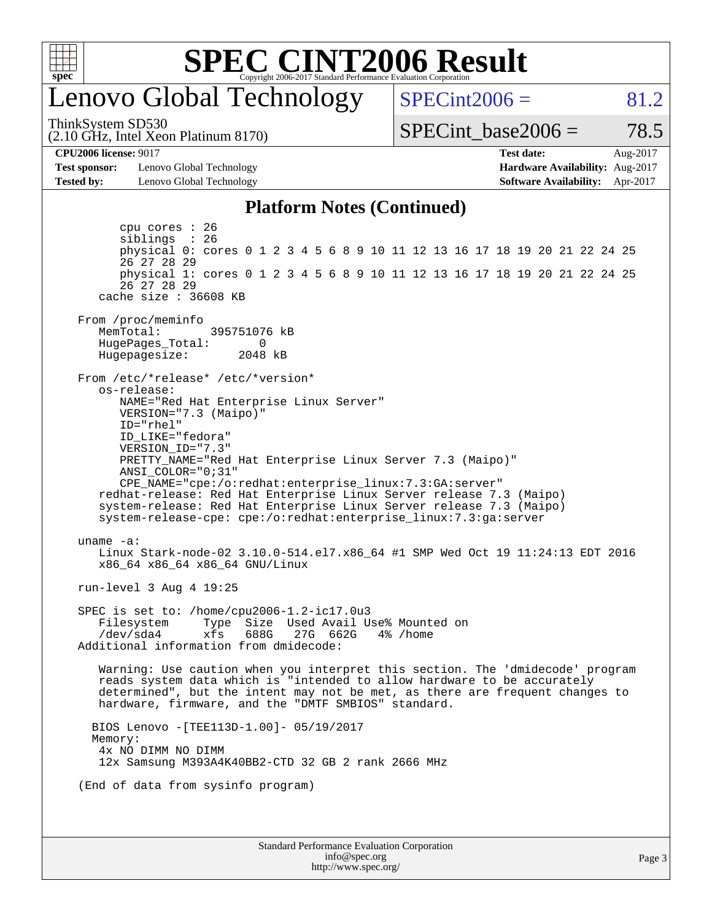# Lenovo Global Technology

ThinkSystem SD530
(2.10 GHz, Intel Xeon Platinum 8170)

SPECint2006 = 81.2

SPECint_base2006 = 78.5

**CPU2006 license:** 9017
**Test sponsor:** Lenovo Global Technology
**Tested by:** Lenovo Global Technology

**Test date:** Aug-2017
**Hardware Availability:** Aug-2017
**Software Availability:** Apr-2017

## Platform Notes (Continued)

```
        cpu cores : 26
        siblings  : 26
        physical 0: cores 0 1 2 3 4 5 6 8 9 10 11 12 13 16 17 18 19 20 21 22 24 25
        26 27 28 29
        physical 1: cores 0 1 2 3 4 5 6 8 9 10 11 12 13 16 17 18 19 20 21 22 24 25
        26 27 28 29
     cache size : 36608 KB

 From /proc/meminfo
     MemTotal:       395751076 kB
     HugePages_Total:       0
     Hugepagesize:       2048 kB

 From /etc/*release* /etc/*version*
     os-release:
        NAME="Red Hat Enterprise Linux Server"
        VERSION="7.3 (Maipo)"
        ID="rhel"
        ID_LIKE="fedora"
        VERSION_ID="7.3"
        PRETTY_NAME="Red Hat Enterprise Linux Server 7.3 (Maipo)"
        ANSI_COLOR="0;31"
        CPE_NAME="cpe:/o:redhat:enterprise_linux:7.3:GA:server"
     redhat-release: Red Hat Enterprise Linux Server release 7.3 (Maipo)
     system-release: Red Hat Enterprise Linux Server release 7.3 (Maipo)
     system-release-cpe: cpe:/o:redhat:enterprise_linux:7.3:ga:server

 uname -a:
     Linux Stark-node-02 3.10.0-514.el7.x86_64 #1 SMP Wed Oct 19 11:24:13 EDT 2016
     x86_64 x86_64 x86_64 GNU/Linux

 run-level 3 Aug 4 19:25

 SPEC is set to: /home/cpu2006-1.2-ic17.0u3
     Filesystem     Type  Size  Used Avail Use% Mounted on
     /dev/sda4      xfs   688G   27G  662G   4% /home
 Additional information from dmidecode:

     Warning: Use caution when you interpret this section. The 'dmidecode' program
     reads system data which is "intended to allow hardware to be accurately
     determined", but the intent may not be met, as there are frequent changes to
     hardware, firmware, and the "DMTF SMBIOS" standard.

    BIOS Lenovo -[TEE113D-1.00]- 05/19/2017
    Memory:
     4x NO DIMM NO DIMM
     12x Samsung M393A4K40BB2-CTD 32 GB 2 rank 2666 MHz

 (End of data from sysinfo program)
```

Standard Performance Evaluation Corporation
info@spec.org
http://www.spec.org/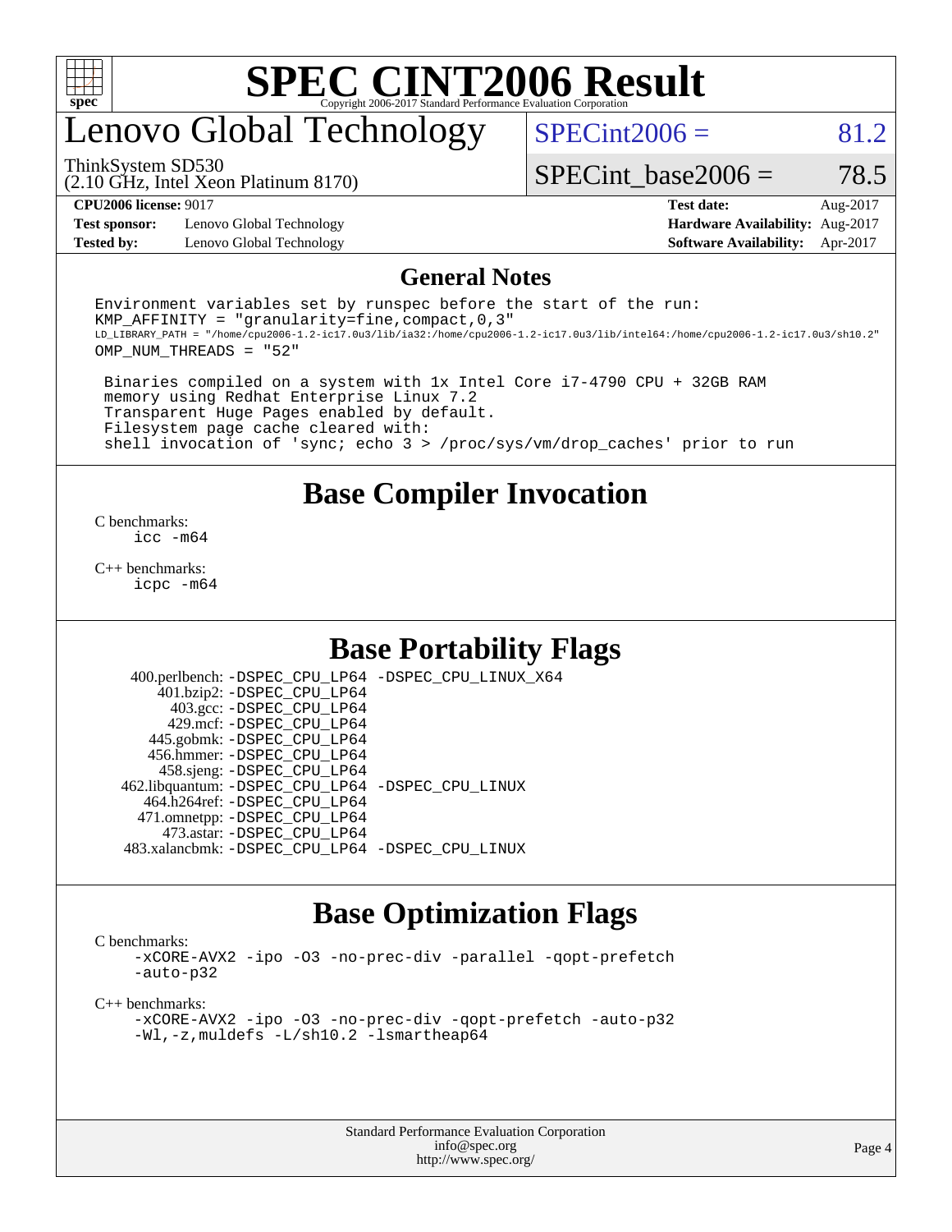# SPEC CINT2006 Result

Copyright 2006-2017 Standard Performance Evaluation Corporation

# Lenovo Global Technology

ThinkSystem SD530
(2.10 GHz, Intel Xeon Platinum 8170)

SPECint2006 = 81.2

SPECint_base2006 = 78.5

| | | | |
|---|---|---|---|
| **CPU2006 license:** 9017 | | **Test date:** | Aug-2017 |
| **Test sponsor:** | Lenovo Global Technology | **Hardware Availability:** | Aug-2017 |
| **Tested by:** | Lenovo Global Technology | **Software Availability:** | Apr-2017 |

## General Notes

```
Environment variables set by runspec before the start of the run:
KMP_AFFINITY = "granularity=fine,compact,0,3"
LD_LIBRARY_PATH = "/home/cpu2006-1.2-ic17.0u3/lib/ia32:/home/cpu2006-1.2-ic17.0u3/lib/intel64:/home/cpu2006-1.2-ic17.0u3/sh10.2"
OMP_NUM_THREADS = "52"

 Binaries compiled on a system with 1x Intel Core i7-4790 CPU + 32GB RAM
 memory using Redhat Enterprise Linux 7.2
 Transparent Huge Pages enabled by default.
 Filesystem page cache cleared with:
 shell invocation of 'sync; echo 3 > /proc/sys/vm/drop_caches' prior to run
```

## Base Compiler Invocation

C benchmarks:
```
icc -m64
```

C++ benchmarks:
```
icpc -m64
```

## Base Portability Flags

```
  400.perlbench: -DSPEC_CPU_LP64 -DSPEC_CPU_LINUX_X64
      401.bzip2: -DSPEC_CPU_LP64
        403.gcc: -DSPEC_CPU_LP64
        429.mcf: -DSPEC_CPU_LP64
      445.gobmk: -DSPEC_CPU_LP64
      456.hmmer: -DSPEC_CPU_LP64
      458.sjeng: -DSPEC_CPU_LP64
 462.libquantum: -DSPEC_CPU_LP64 -DSPEC_CPU_LINUX
    464.h264ref: -DSPEC_CPU_LP64
    471.omnetpp: -DSPEC_CPU_LP64
      473.astar: -DSPEC_CPU_LP64
 483.xalancbmk: -DSPEC_CPU_LP64 -DSPEC_CPU_LINUX
```

## Base Optimization Flags

C benchmarks:
```
-xCORE-AVX2 -ipo -O3 -no-prec-div -parallel -qopt-prefetch
-auto-p32
```

C++ benchmarks:
```
-xCORE-AVX2 -ipo -O3 -no-prec-div -qopt-prefetch -auto-p32
-Wl,-z,muldefs -L/sh10.2 -lsmartheap64
```

Standard Performance Evaluation Corporation
info@spec.org
http://www.spec.org/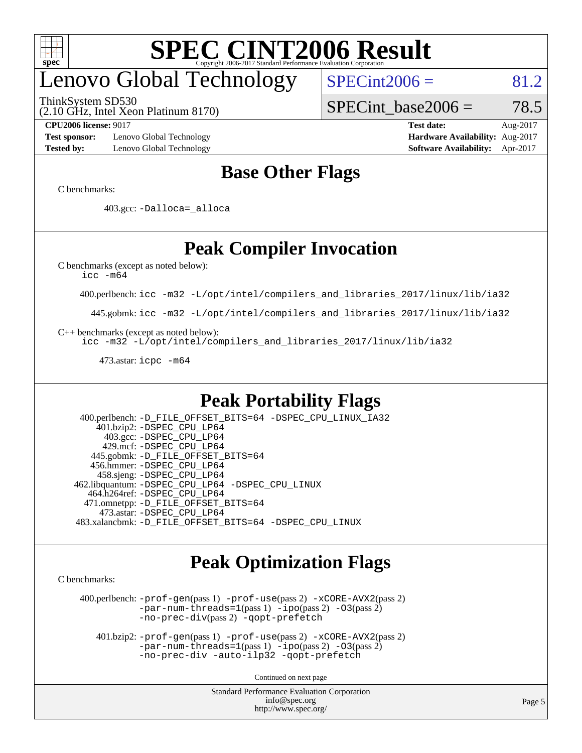# SPEC CINT2006 Result

Copyright 2006-2017 Standard Performance Evaluation Corporation

## Lenovo Global Technology

ThinkSystem SD530
(2.10 GHz, Intel Xeon Platinum 8170)

SPECint2006 = 81.2

SPECint_base2006 = 78.5

**CPU2006 license:** 9017 **Test date:** Aug-2017
**Test sponsor:** Lenovo Global Technology **Hardware Availability:** Aug-2017
**Tested by:** Lenovo Global Technology **Software Availability:** Apr-2017

## Base Other Flags

C benchmarks:

403.gcc: `-Dalloca=_alloca`

## Peak Compiler Invocation

C benchmarks (except as noted below):
`icc -m64`

400.perlbench: `icc -m32 -L/opt/intel/compilers_and_libraries_2017/linux/lib/ia32`

445.gobmk: `icc -m32 -L/opt/intel/compilers_and_libraries_2017/linux/lib/ia32`

C++ benchmarks (except as noted below):
`icc -m32 -L/opt/intel/compilers_and_libraries_2017/linux/lib/ia32`

473.astar: `icpc -m64`

## Peak Portability Flags

400.perlbench: `-D_FILE_OFFSET_BITS=64 -DSPEC_CPU_LINUX_IA32`
401.bzip2: `-DSPEC_CPU_LP64`
403.gcc: `-DSPEC_CPU_LP64`
429.mcf: `-DSPEC_CPU_LP64`
445.gobmk: `-D_FILE_OFFSET_BITS=64`
456.hmmer: `-DSPEC_CPU_LP64`
458.sjeng: `-DSPEC_CPU_LP64`
462.libquantum: `-DSPEC_CPU_LP64 -DSPEC_CPU_LINUX`
464.h264ref: `-DSPEC_CPU_LP64`
471.omnetpp: `-D_FILE_OFFSET_BITS=64`
473.astar: `-DSPEC_CPU_LP64`
483.xalancbmk: `-D_FILE_OFFSET_BITS=64 -DSPEC_CPU_LINUX`

## Peak Optimization Flags

C benchmarks:

400.perlbench: `-prof-gen`(pass 1) `-prof-use`(pass 2) `-xCORE-AVX2`(pass 2) `-par-num-threads=1`(pass 1) `-ipo`(pass 2) `-O3`(pass 2) `-no-prec-div`(pass 2) `-qopt-prefetch`

401.bzip2: `-prof-gen`(pass 1) `-prof-use`(pass 2) `-xCORE-AVX2`(pass 2) `-par-num-threads=1`(pass 1) `-ipo`(pass 2) `-O3`(pass 2) `-no-prec-div -auto-ilp32 -qopt-prefetch`

Continued on next page

Standard Performance Evaluation Corporation
info@spec.org
http://www.spec.org/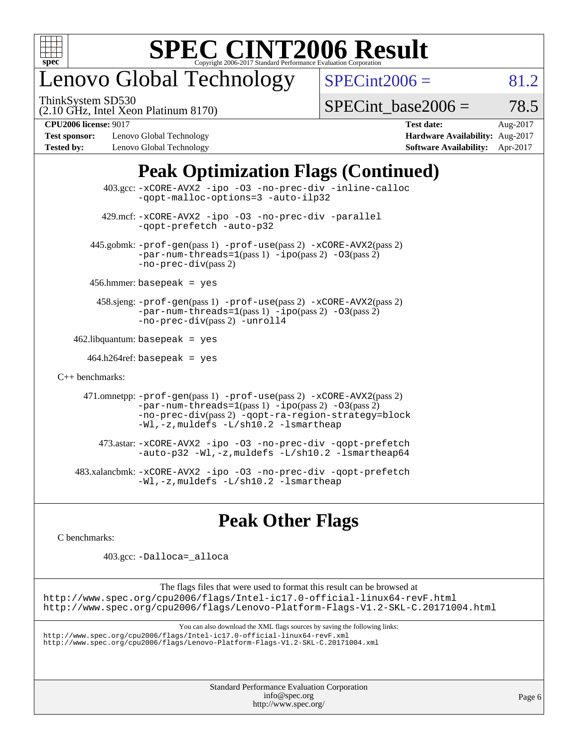# SPEC CINT2006 Result

Copyright 2006-2017 Standard Performance Evaluation Corporation

## Lenovo Global Technology

ThinkSystem SD530
(2.10 GHz, Intel Xeon Platinum 8170)

SPECint2006 = 81.2

SPECint_base2006 = 78.5

**CPU2006 license:** 9017
**Test sponsor:** Lenovo Global Technology
**Tested by:** Lenovo Global Technology

**Test date:** Aug-2017
**Hardware Availability:** Aug-2017
**Software Availability:** Apr-2017

## Peak Optimization Flags (Continued)

403.gcc: `-xCORE-AVX2 -ipo -O3 -no-prec-div -inline-calloc -qopt-malloc-options=3 -auto-ilp32`

429.mcf: `-xCORE-AVX2 -ipo -O3 -no-prec-div -parallel -qopt-prefetch -auto-p32`

445.gobmk: `-prof-gen`(pass 1) `-prof-use`(pass 2) `-xCORE-AVX2`(pass 2) `-par-num-threads=1`(pass 1) `-ipo`(pass 2) `-O3`(pass 2) `-no-prec-div`(pass 2)

456.hmmer: `basepeak = yes`

458.sjeng: `-prof-gen`(pass 1) `-prof-use`(pass 2) `-xCORE-AVX2`(pass 2) `-par-num-threads=1`(pass 1) `-ipo`(pass 2) `-O3`(pass 2) `-no-prec-div`(pass 2) `-unroll4`

462.libquantum: `basepeak = yes`

464.h264ref: `basepeak = yes`

C++ benchmarks:

471.omnetpp: `-prof-gen`(pass 1) `-prof-use`(pass 2) `-xCORE-AVX2`(pass 2) `-par-num-threads=1`(pass 1) `-ipo`(pass 2) `-O3`(pass 2) `-no-prec-div`(pass 2) `-qopt-ra-region-strategy=block -Wl,-z,muldefs -L/sh10.2 -lsmartheap`

473.astar: `-xCORE-AVX2 -ipo -O3 -no-prec-div -qopt-prefetch -auto-p32 -Wl,-z,muldefs -L/sh10.2 -lsmartheap64`

483.xalancbmk: `-xCORE-AVX2 -ipo -O3 -no-prec-div -qopt-prefetch -Wl,-z,muldefs -L/sh10.2 -lsmartheap`

## Peak Other Flags

C benchmarks:

403.gcc: `-Dalloca=_alloca`

The flags files that were used to format this result can be browsed at
http://www.spec.org/cpu2006/flags/Intel-ic17.0-official-linux64-revF.html
http://www.spec.org/cpu2006/flags/Lenovo-Platform-Flags-V1.2-SKL-C.20171004.html

You can also download the XML flags sources by saving the following links:
http://www.spec.org/cpu2006/flags/Intel-ic17.0-official-linux64-revF.xml
http://www.spec.org/cpu2006/flags/Lenovo-Platform-Flags-V1.2-SKL-C.20171004.xml

Standard Performance Evaluation Corporation
info@spec.org
http://www.spec.org/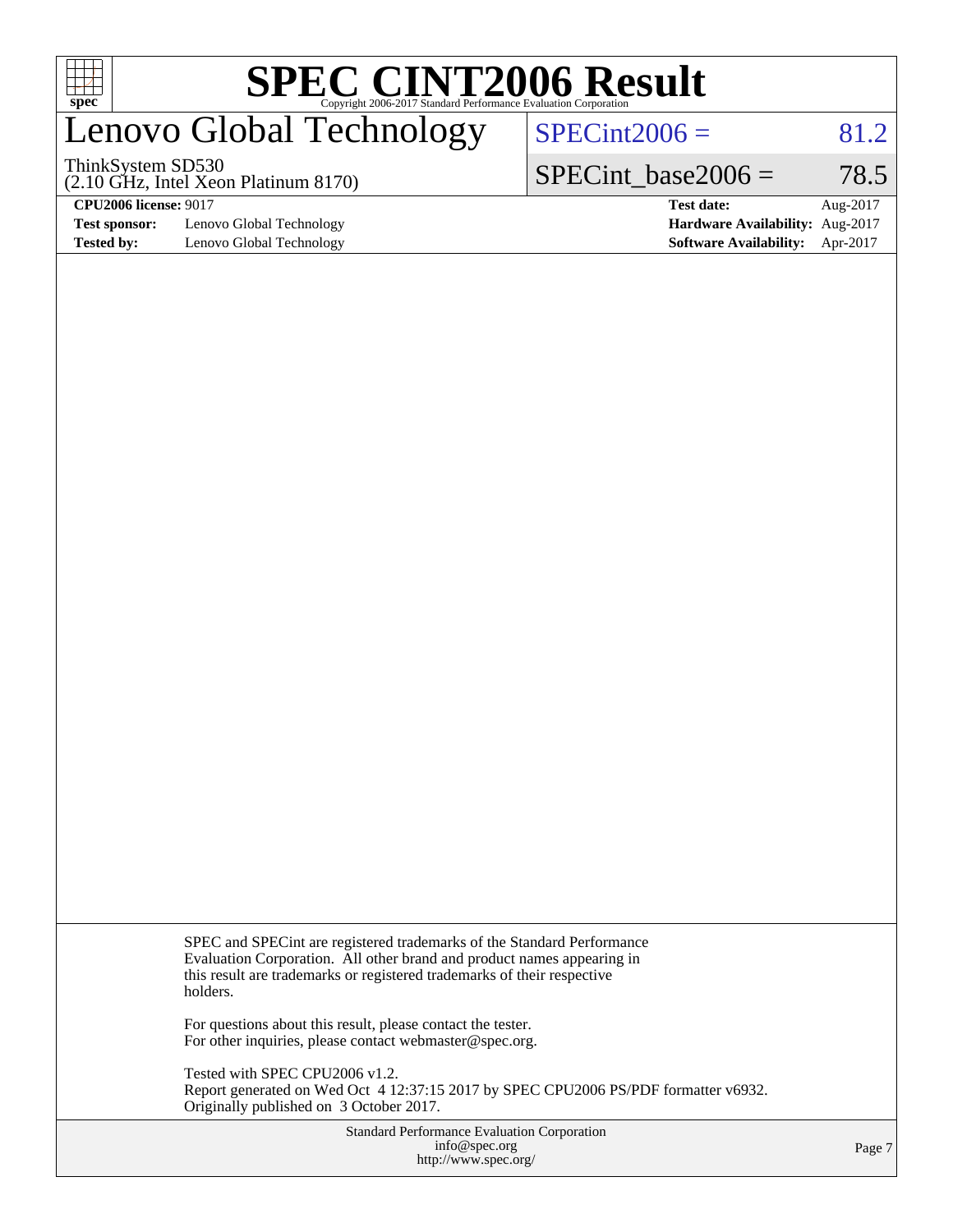SPEC and SPECint are registered trademarks of the Standard Performance Evaluation Corporation. All other brand and product names appearing in this result are trademarks or registered trademarks of their respective holders.

For questions about this result, please contact the tester.
For other inquiries, please contact webmaster@spec.org.

Tested with SPEC CPU2006 v1.2.
Report generated on Wed Oct 4 12:37:15 2017 by SPEC CPU2006 PS/PDF formatter v6932.
Originally published on 3 October 2017.